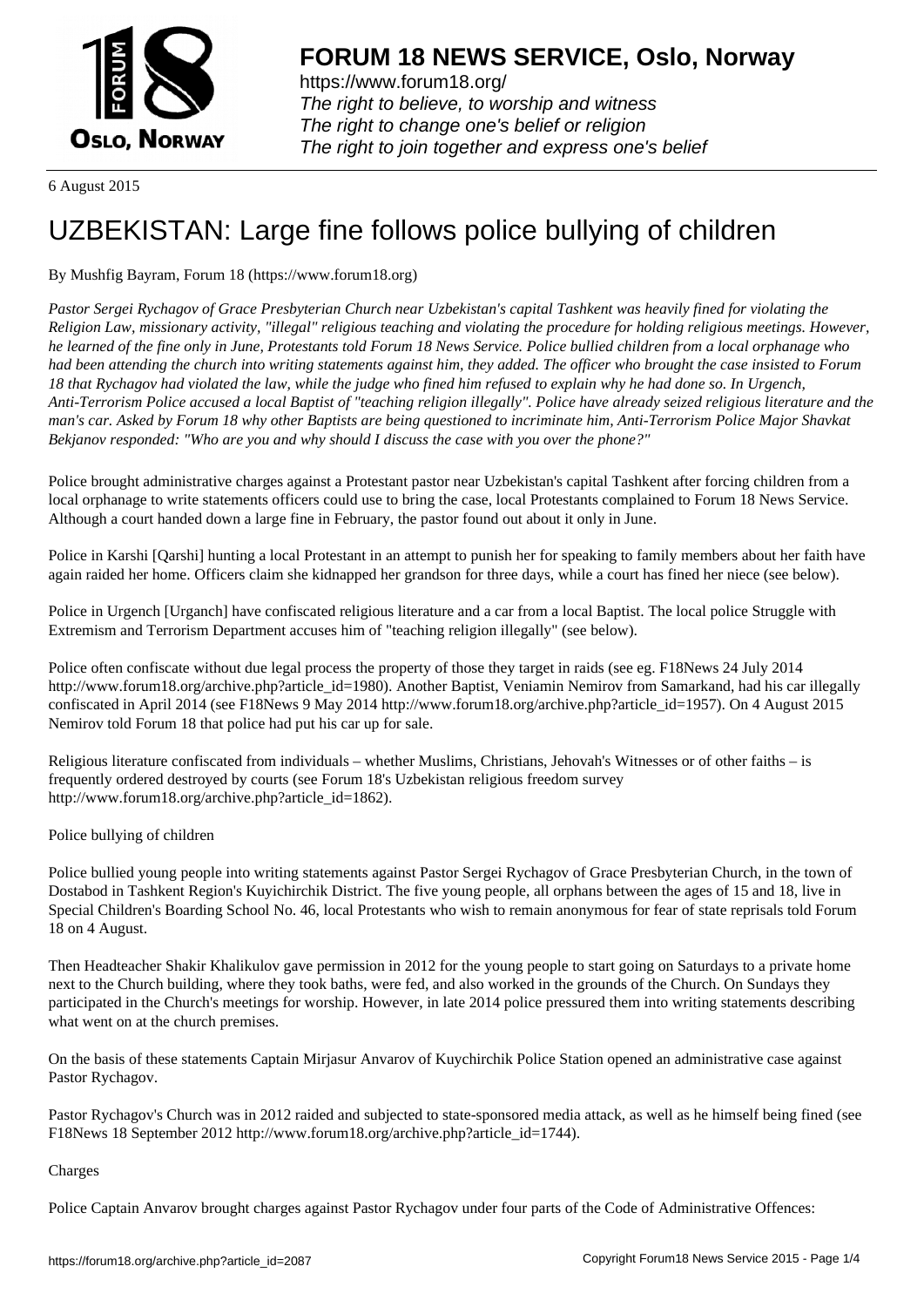# FORUM 18 NEWS SERVICE, Oslo, Norway

https://www.forum18.org/
*The right to believe, to worship and witness*
*The right to change one's belief or religion*
*The right to join together and express one's belief*

6 August 2015

# UZBEKISTAN: Large fine follows police bullying of children

By Mushfig Bayram, Forum 18 (https://www.forum18.org)

*Pastor Sergei Rychagov of Grace Presbyterian Church near Uzbekistan's capital Tashkent was heavily fined for violating the Religion Law, missionary activity, "illegal" religious teaching and violating the procedure for holding religious meetings. However, he learned of the fine only in June, Protestants told Forum 18 News Service. Police bullied children from a local orphanage who had been attending the church into writing statements against him, they added. The officer who brought the case insisted to Forum 18 that Rychagov had violated the law, while the judge who fined him refused to explain why he had done so. In Urgench, Anti-Terrorism Police accused a local Baptist of "teaching religion illegally". Police have already seized religious literature and the man's car. Asked by Forum 18 why other Baptists are being questioned to incriminate him, Anti-Terrorism Police Major Shavkat Bekjanov responded: "Who are you and why should I discuss the case with you over the phone?"*

Police brought administrative charges against a Protestant pastor near Uzbekistan's capital Tashkent after forcing children from a local orphanage to write statements officers could use to bring the case, local Protestants complained to Forum 18 News Service. Although a court handed down a large fine in February, the pastor found out about it only in June.

Police in Karshi [Qarshi] hunting a local Protestant in an attempt to punish her for speaking to family members about her faith have again raided her home. Officers claim she kidnapped her grandson for three days, while a court has fined her niece (see below).

Police in Urgench [Urganch] have confiscated religious literature and a car from a local Baptist. The local police Struggle with Extremism and Terrorism Department accuses him of "teaching religion illegally" (see below).

Police often confiscate without due legal process the property of those they target in raids (see eg. F18News 24 July 2014 http://www.forum18.org/archive.php?article_id=1980). Another Baptist, Veniamin Nemirov from Samarkand, had his car illegally confiscated in April 2014 (see F18News 9 May 2014 http://www.forum18.org/archive.php?article_id=1957). On 4 August 2015 Nemirov told Forum 18 that police had put his car up for sale.

Religious literature confiscated from individuals – whether Muslims, Christians, Jehovah's Witnesses or of other faiths – is frequently ordered destroyed by courts (see Forum 18's Uzbekistan religious freedom survey http://www.forum18.org/archive.php?article_id=1862).

## Police bullying of children

Police bullied young people into writing statements against Pastor Sergei Rychagov of Grace Presbyterian Church, in the town of Dostabod in Tashkent Region's Kuyichirchik District. The five young people, all orphans between the ages of 15 and 18, live in Special Children's Boarding School No. 46, local Protestants who wish to remain anonymous for fear of state reprisals told Forum 18 on 4 August.

Then Headteacher Shakir Khalikulov gave permission in 2012 for the young people to start going on Saturdays to a private home next to the Church building, where they took baths, were fed, and also worked in the grounds of the Church. On Sundays they participated in the Church's meetings for worship. However, in late 2014 police pressured them into writing statements describing what went on at the church premises.

On the basis of these statements Captain Mirjasur Anvarov of Kuychirchik Police Station opened an administrative case against Pastor Rychagov.

Pastor Rychagov's Church was in 2012 raided and subjected to state-sponsored media attack, as well as he himself being fined (see F18News 18 September 2012 http://www.forum18.org/archive.php?article_id=1744).

## Charges

Police Captain Anvarov brought charges against Pastor Rychagov under four parts of the Code of Administrative Offences: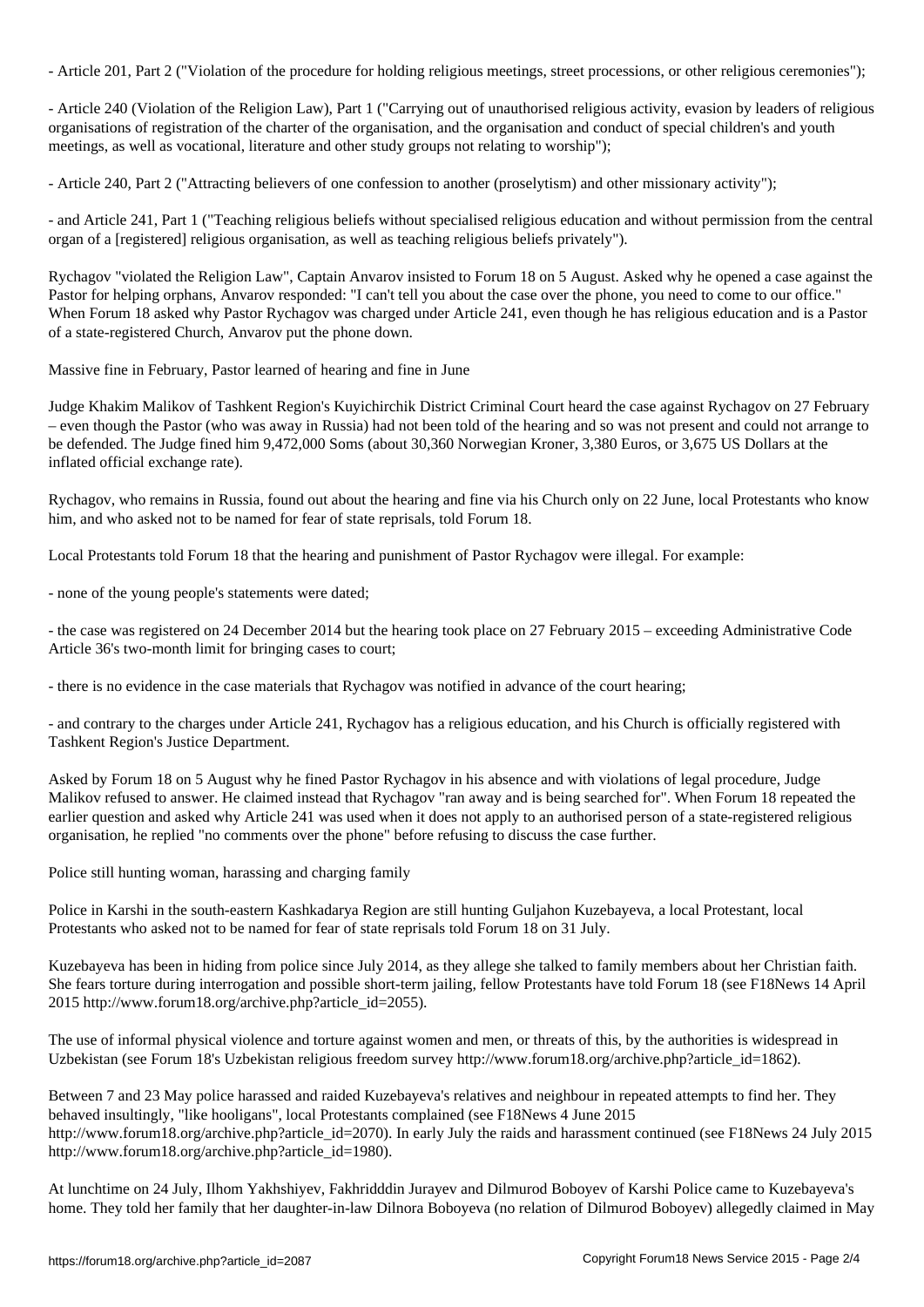- Article 201, Part 2 ("Violation of the procedure for holding religious meetings, street processions, or other religious ceremonies");

- Article 240 (Violation of the Religion Law), Part 1 ("Carrying out of unauthorised religious activity, evasion by leaders of religious organisations of registration of the charter of the organisation, and the organisation and conduct of special children's and youth meetings, as well as vocational, literature and other study groups not relating to worship");

- Article 240, Part 2 ("Attracting believers of one confession to another (proselytism) and other missionary activity");

- and Article 241, Part 1 ("Teaching religious beliefs without specialised religious education and without permission from the central organ of a [registered] religious organisation, as well as teaching religious beliefs privately").

Rychagov "violated the Religion Law", Captain Anvarov insisted to Forum 18 on 5 August. Asked why he opened a case against the Pastor for helping orphans, Anvarov responded: "I can't tell you about the case over the phone, you need to come to our office." When Forum 18 asked why Pastor Rychagov was charged under Article 241, even though he has religious education and is a Pastor of a state-registered Church, Anvarov put the phone down.

## Massive fine in February, Pastor learned of hearing and fine in June

Judge Khakim Malikov of Tashkent Region's Kuyichirchik District Criminal Court heard the case against Rychagov on 27 February – even though the Pastor (who was away in Russia) had not been told of the hearing and so was not present and could not arrange to be defended. The Judge fined him 9,472,000 Soms (about 30,360 Norwegian Kroner, 3,380 Euros, or 3,675 US Dollars at the inflated official exchange rate).

Rychagov, who remains in Russia, found out about the hearing and fine via his Church only on 22 June, local Protestants who know him, and who asked not to be named for fear of state reprisals, told Forum 18.

Local Protestants told Forum 18 that the hearing and punishment of Pastor Rychagov were illegal. For example:

- none of the young people's statements were dated;

- the case was registered on 24 December 2014 but the hearing took place on 27 February 2015 – exceeding Administrative Code Article 36's two-month limit for bringing cases to court;

- there is no evidence in the case materials that Rychagov was notified in advance of the court hearing;

- and contrary to the charges under Article 241, Rychagov has a religious education, and his Church is officially registered with Tashkent Region's Justice Department.

Asked by Forum 18 on 5 August why he fined Pastor Rychagov in his absence and with violations of legal procedure, Judge Malikov refused to answer. He claimed instead that Rychagov "ran away and is being searched for". When Forum 18 repeated the earlier question and asked why Article 241 was used when it does not apply to an authorised person of a state-registered religious organisation, he replied "no comments over the phone" before refusing to discuss the case further.

## Police still hunting woman, harassing and charging family

Police in Karshi in the south-eastern Kashkadarya Region are still hunting Guljahon Kuzebayeva, a local Protestant, local Protestants who asked not to be named for fear of state reprisals told Forum 18 on 31 July.

Kuzebayeva has been in hiding from police since July 2014, as they allege she talked to family members about her Christian faith. She fears torture during interrogation and possible short-term jailing, fellow Protestants have told Forum 18 (see F18News 14 April 2015 http://www.forum18.org/archive.php?article_id=2055).

The use of informal physical violence and torture against women and men, or threats of this, by the authorities is widespread in Uzbekistan (see Forum 18's Uzbekistan religious freedom survey http://www.forum18.org/archive.php?article_id=1862).

Between 7 and 23 May police harassed and raided Kuzebayeva's relatives and neighbour in repeated attempts to find her. They behaved insultingly, "like hooligans", local Protestants complained (see F18News 4 June 2015 http://www.forum18.org/archive.php?article_id=2070). In early July the raids and harassment continued (see F18News 24 July 2015 http://www.forum18.org/archive.php?article_id=1980).

At lunchtime on 24 July, Ilhom Yakhshiyev, Fakhridddin Jurayev and Dilmurod Boboyev of Karshi Police came to Kuzebayeva's home. They told her family that her daughter-in-law Dilnora Boboyeva (no relation of Dilmurod Boboyev) allegedly claimed in May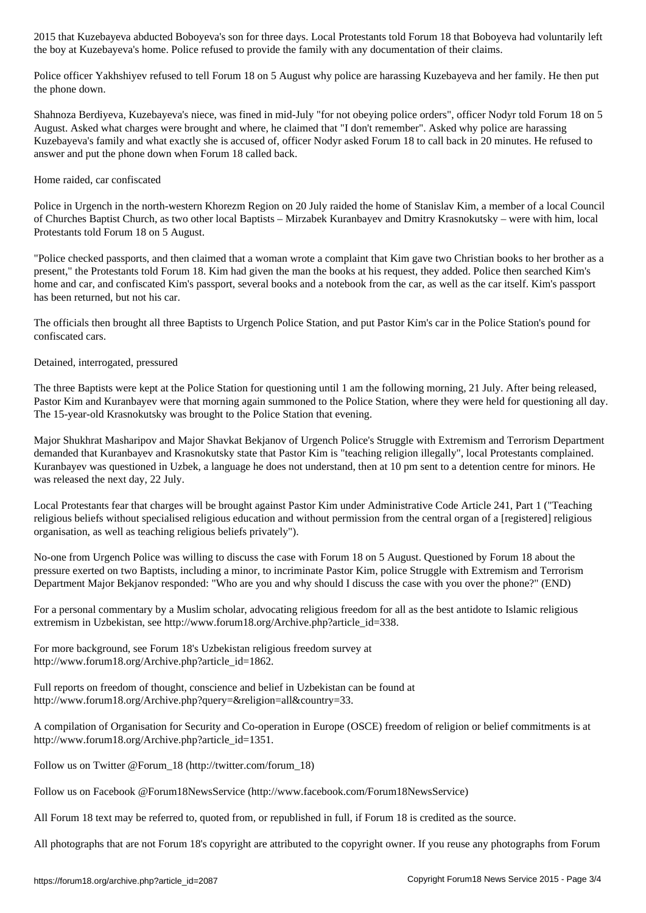2015 that Kuzebayeva abducted Boboyeva's son for three days. Local Protestants told Forum 18 that Boboyeva had voluntarily left the boy at Kuzebayeva's home. Police refused to provide the family with any documentation of their claims.

Police officer Yakhshiyev refused to tell Forum 18 on 5 August why police are harassing Kuzebayeva and her family. He then put the phone down.

Shahnoza Berdiyeva, Kuzebayeva's niece, was fined in mid-July "for not obeying police orders", officer Nodyr told Forum 18 on 5 August. Asked what charges were brought and where, he claimed that "I don't remember". Asked why police are harassing Kuzebayeva's family and what exactly she is accused of, officer Nodyr asked Forum 18 to call back in 20 minutes. He refused to answer and put the phone down when Forum 18 called back.

Home raided, car confiscated

Police in Urgench in the north-western Khorezm Region on 20 July raided the home of Stanislav Kim, a member of a local Council of Churches Baptist Church, as two other local Baptists – Mirzabek Kuranbayev and Dmitry Krasnokutsky – were with him, local Protestants told Forum 18 on 5 August.

"Police checked passports, and then claimed that a woman wrote a complaint that Kim gave two Christian books to her brother as a present," the Protestants told Forum 18. Kim had given the man the books at his request, they added. Police then searched Kim's home and car, and confiscated Kim's passport, several books and a notebook from the car, as well as the car itself. Kim's passport has been returned, but not his car.

The officials then brought all three Baptists to Urgench Police Station, and put Pastor Kim's car in the Police Station's pound for confiscated cars.

Detained, interrogated, pressured

The three Baptists were kept at the Police Station for questioning until 1 am the following morning, 21 July. After being released, Pastor Kim and Kuranbayev were that morning again summoned to the Police Station, where they were held for questioning all day. The 15-year-old Krasnokutsky was brought to the Police Station that evening.

Major Shukhrat Masharipov and Major Shavkat Bekjanov of Urgench Police's Struggle with Extremism and Terrorism Department demanded that Kuranbayev and Krasnokutsky state that Pastor Kim is "teaching religion illegally", local Protestants complained. Kuranbayev was questioned in Uzbek, a language he does not understand, then at 10 pm sent to a detention centre for minors. He was released the next day, 22 July.

Local Protestants fear that charges will be brought against Pastor Kim under Administrative Code Article 241, Part 1 ("Teaching religious beliefs without specialised religious education and without permission from the central organ of a [registered] religious organisation, as well as teaching religious beliefs privately").

No-one from Urgench Police was willing to discuss the case with Forum 18 on 5 August. Questioned by Forum 18 about the pressure exerted on two Baptists, including a minor, to incriminate Pastor Kim, police Struggle with Extremism and Terrorism Department Major Bekjanov responded: "Who are you and why should I discuss the case with you over the phone?" (END)

For a personal commentary by a Muslim scholar, advocating religious freedom for all as the best antidote to Islamic religious extremism in Uzbekistan, see http://www.forum18.org/Archive.php?article_id=338.

For more background, see Forum 18's Uzbekistan religious freedom survey at http://www.forum18.org/Archive.php?article_id=1862.

Full reports on freedom of thought, conscience and belief in Uzbekistan can be found at http://www.forum18.org/Archive.php?query=&religion=all&country=33.

A compilation of Organisation for Security and Co-operation in Europe (OSCE) freedom of religion or belief commitments is at http://www.forum18.org/Archive.php?article_id=1351.

Follow us on Twitter @Forum_18 (http://twitter.com/forum_18)

Follow us on Facebook @Forum18NewsService (http://www.facebook.com/Forum18NewsService)

All Forum 18 text may be referred to, quoted from, or republished in full, if Forum 18 is credited as the source.

All photographs that are not Forum 18's copyright are attributed to the copyright owner. If you reuse any photographs from Forum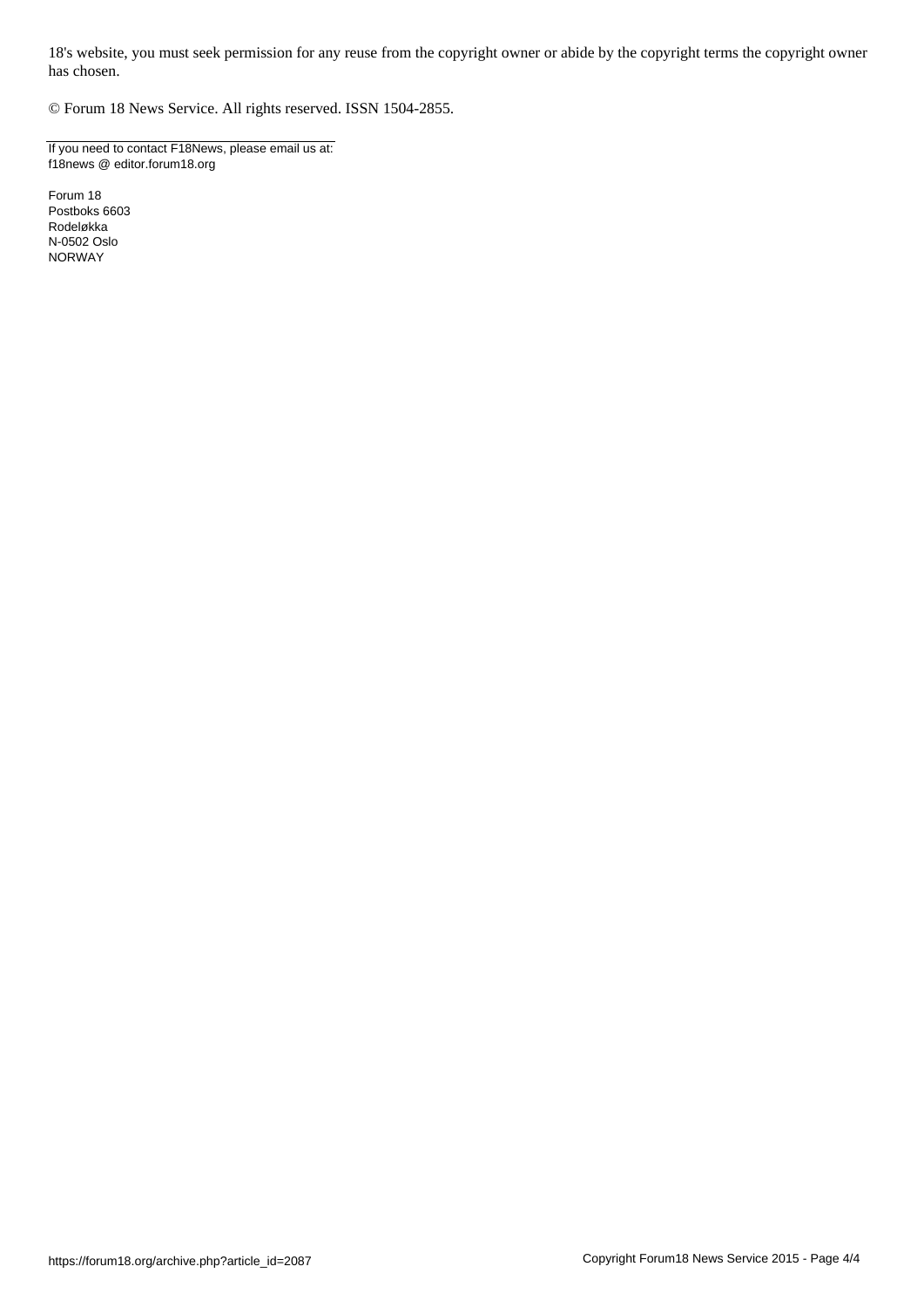18's website, you must seek permission for any reuse from the copyright owner or abide by the copyright terms the copyright owner has chosen.

© Forum 18 News Service. All rights reserved. ISSN 1504-2855.

If you need to contact F18News, please email us at:
f18news @ editor.forum18.org

Forum 18
Postboks 6603
Rodeløkka
N-0502 Oslo
NORWAY